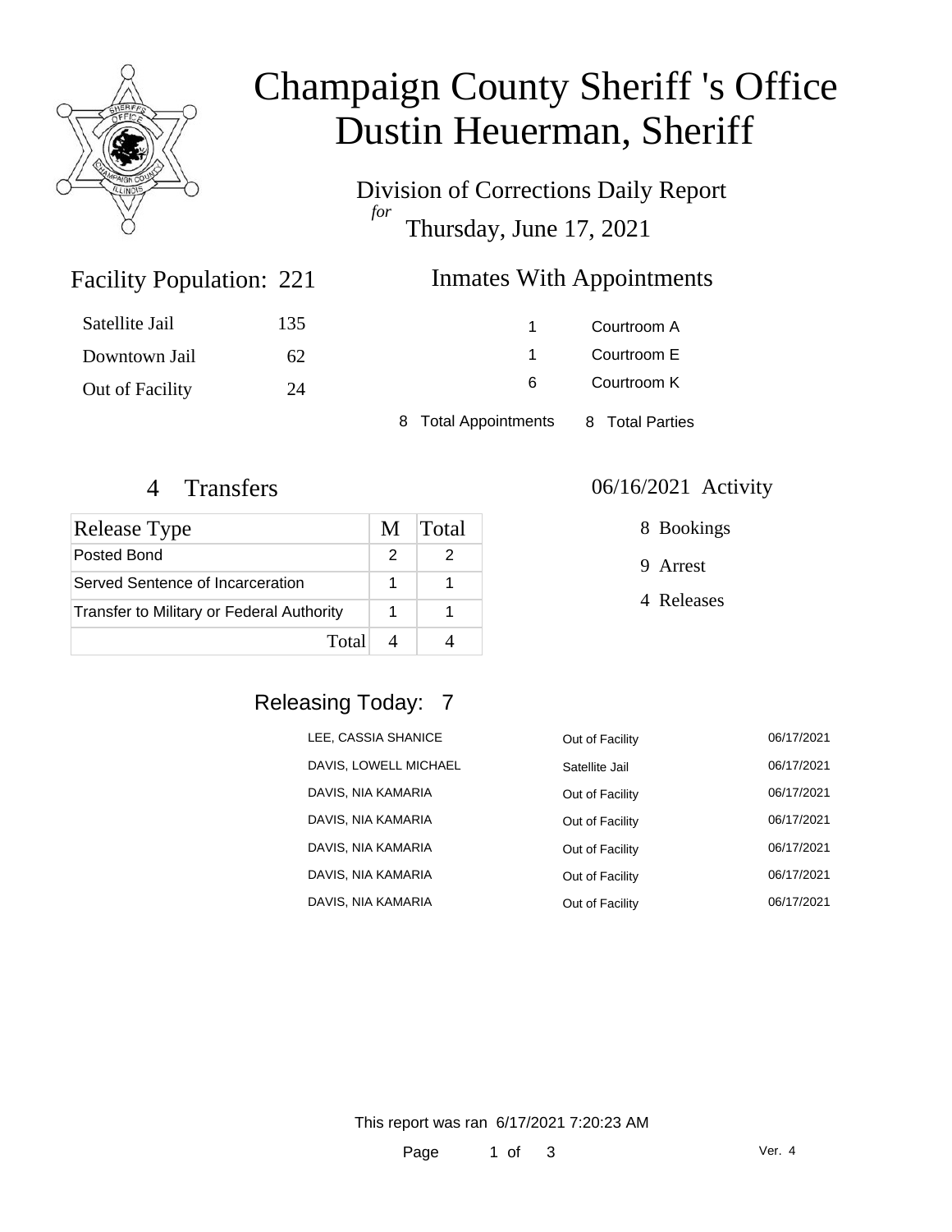# Champaign County Sheriff 's Office
# Dustin Heuerman, Sheriff

## Division of Corrections Daily Report
*for*
## Thursday, June 17, 2021

### Facility Population: 221

| | |
|---|---|
| Satellite Jail | 135 |
| Downtown Jail | 62 |
| Out of Facility | 24 |

### Inmates With Appointments

| | |
|---|---|
| 1 | Courtroom A |
| 1 | Courtroom E |
| 6 | Courtroom K |

8 Total Appointments    8 Total Parties

### 4 Transfers

| Release Type | M | Total |
|---|---|---|
| Posted Bond | 2 | 2 |
| Served Sentence of Incarceration | 1 | 1 |
| Transfer to Military or Federal Authority | 1 | 1 |
| Total | 4 | 4 |

### 06/16/2021 Activity

8 Bookings

9 Arrest

4 Releases

### Releasing Today: 7

| | | |
|---|---|---|
| LEE, CASSIA SHANICE | Out of Facility | 06/17/2021 |
| DAVIS, LOWELL MICHAEL | Satellite Jail | 06/17/2021 |
| DAVIS, NIA KAMARIA | Out of Facility | 06/17/2021 |
| DAVIS, NIA KAMARIA | Out of Facility | 06/17/2021 |
| DAVIS, NIA KAMARIA | Out of Facility | 06/17/2021 |
| DAVIS, NIA KAMARIA | Out of Facility | 06/17/2021 |
| DAVIS, NIA KAMARIA | Out of Facility | 06/17/2021 |

This report was ran 6/17/2021 7:20:23 AM

Ver. 4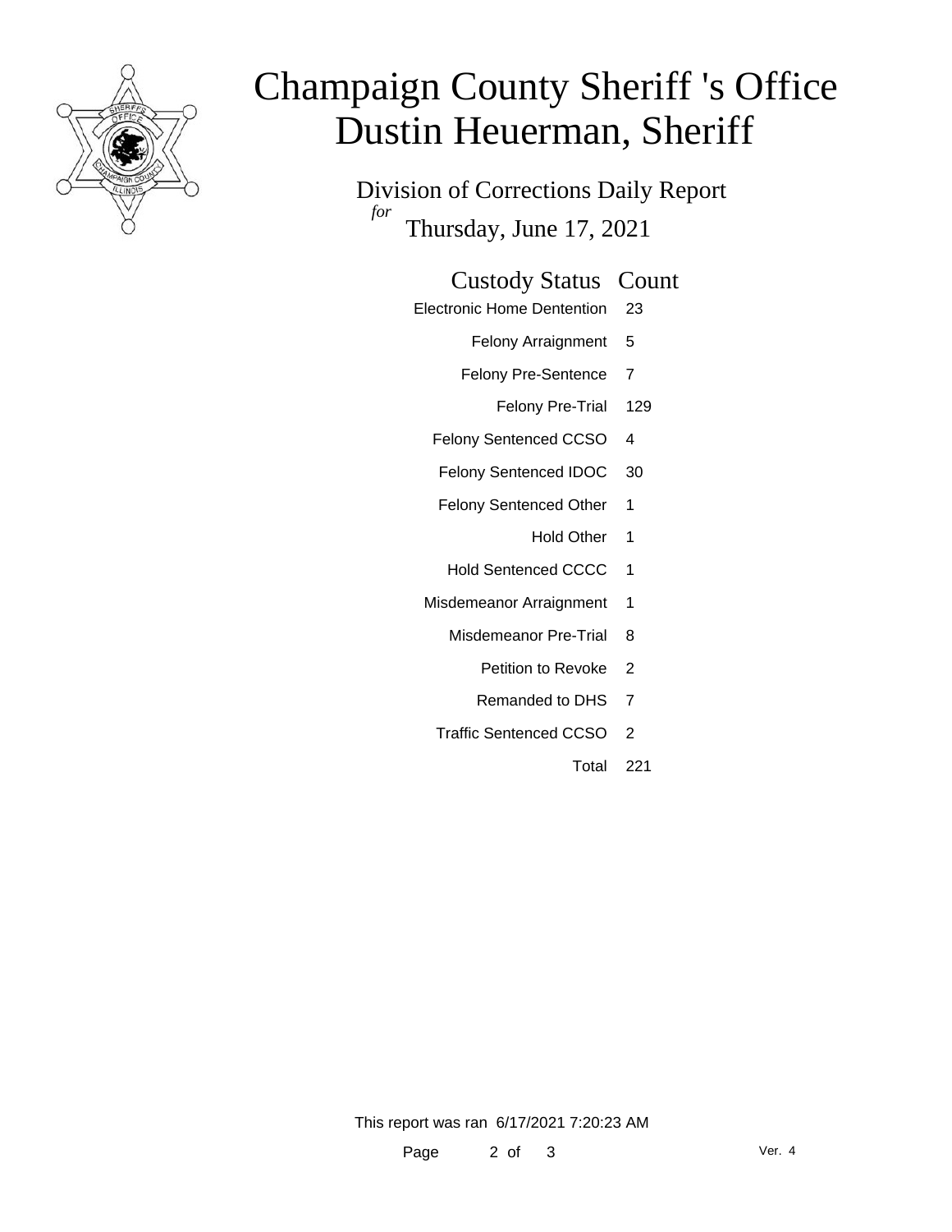# Champaign County Sheriff 's Office
# Dustin Heuerman, Sheriff

Division of Corrections Daily Report

*for* Thursday, June 17, 2021

| Custody Status | Count |
|---|---|
| Electronic Home Dentention | 23 |
| Felony Arraignment | 5 |
| Felony Pre-Sentence | 7 |
| Felony Pre-Trial | 129 |
| Felony Sentenced CCSO | 4 |
| Felony Sentenced IDOC | 30 |
| Felony Sentenced Other | 1 |
| Hold Other | 1 |
| Hold Sentenced CCCC | 1 |
| Misdemeanor Arraignment | 1 |
| Misdemeanor Pre-Trial | 8 |
| Petition to Revoke | 2 |
| Remanded to DHS | 7 |
| Traffic Sentenced CCSO | 2 |
| Total | 221 |

This report was ran 6/17/2021 7:20:23 AM

Ver. 4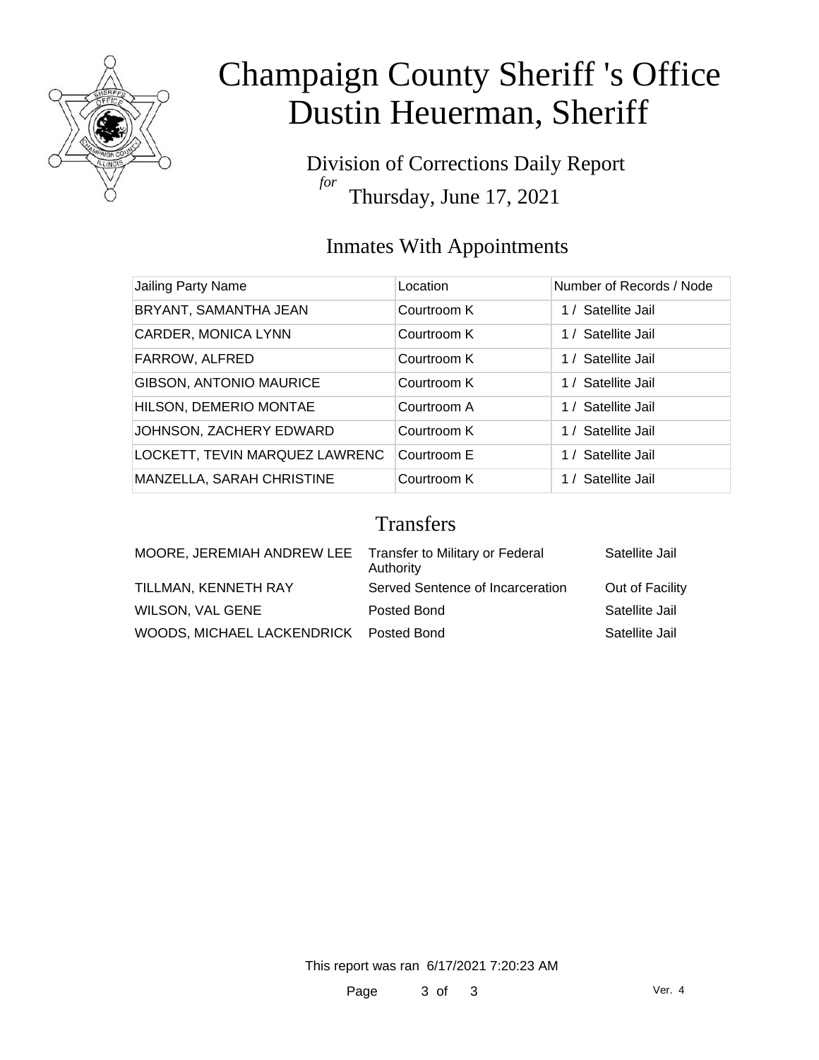# Champaign County Sheriff 's Office
# Dustin Heuerman, Sheriff

Division of Corrections Daily Report
*for*
Thursday, June 17, 2021

## Inmates With Appointments

| Jailing Party Name | Location | Number of Records / Node |
|---|---|---|
| BRYANT, SAMANTHA JEAN | Courtroom K | 1 / Satellite Jail |
| CARDER, MONICA LYNN | Courtroom K | 1 / Satellite Jail |
| FARROW, ALFRED | Courtroom K | 1 / Satellite Jail |
| GIBSON, ANTONIO MAURICE | Courtroom K | 1 / Satellite Jail |
| HILSON, DEMERIO MONTAE | Courtroom A | 1 / Satellite Jail |
| JOHNSON, ZACHERY EDWARD | Courtroom K | 1 / Satellite Jail |
| LOCKETT, TEVIN MARQUEZ LAWRENC | Courtroom E | 1 / Satellite Jail |
| MANZELLA, SARAH CHRISTINE | Courtroom K | 1 / Satellite Jail |

## Transfers

| | | |
|---|---|---|
| MOORE, JEREMIAH ANDREW LEE | Transfer to Military or Federal Authority | Satellite Jail |
| TILLMAN, KENNETH RAY | Served Sentence of Incarceration | Out of Facility |
| WILSON, VAL GENE | Posted Bond | Satellite Jail |
| WOODS, MICHAEL LACKENDRICK | Posted Bond | Satellite Jail |

This report was ran 6/17/2021 7:20:23 AM

Ver. 4